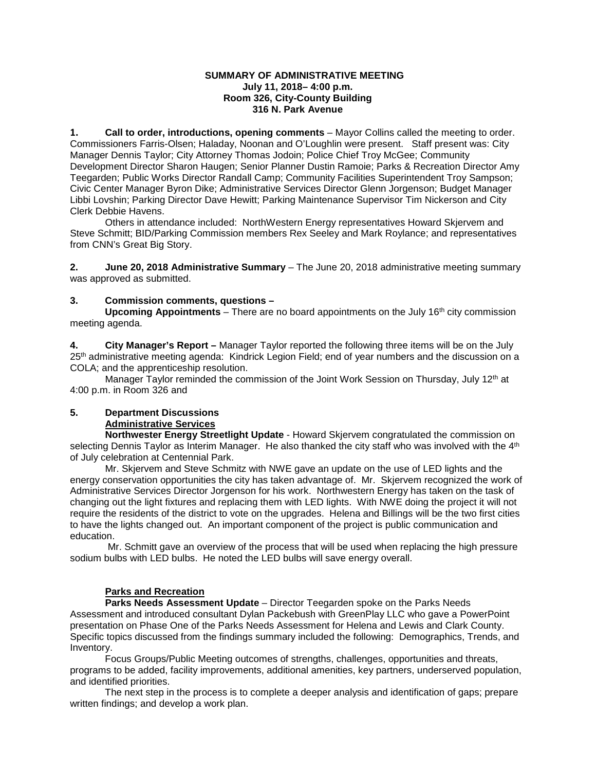**SUMMARY OF ADMINISTRATIVE MEETING**
**July 11, 2018– 4:00 p.m.**
**Room 326, City-County Building**
**316 N. Park Avenue**

**1. Call to order, introductions, opening comments** – Mayor Collins called the meeting to order. Commissioners Farris-Olsen; Haladay, Noonan and O'Loughlin were present. Staff present was: City Manager Dennis Taylor; City Attorney Thomas Jodoin; Police Chief Troy McGee; Community Development Director Sharon Haugen; Senior Planner Dustin Ramoie; Parks & Recreation Director Amy Teegarden; Public Works Director Randall Camp; Community Facilities Superintendent Troy Sampson; Civic Center Manager Byron Dike; Administrative Services Director Glenn Jorgenson; Budget Manager Libbi Lovshin; Parking Director Dave Hewitt; Parking Maintenance Supervisor Tim Nickerson and City Clerk Debbie Havens.

Others in attendance included: NorthWestern Energy representatives Howard Skjervem and Steve Schmitt; BID/Parking Commission members Rex Seeley and Mark Roylance; and representatives from CNN's Great Big Story.

**2. June 20, 2018 Administrative Summary** – The June 20, 2018 administrative meeting summary was approved as submitted.

**3. Commission comments, questions –**

**Upcoming Appointments** – There are no board appointments on the July 16th city commission meeting agenda.

**4. City Manager's Report –** Manager Taylor reported the following three items will be on the July 25th administrative meeting agenda: Kindrick Legion Field; end of year numbers and the discussion on a COLA; and the apprenticeship resolution.

Manager Taylor reminded the commission of the Joint Work Session on Thursday, July 12th at 4:00 p.m. in Room 326 and

**5. Department Discussions**

**Administrative Services**

**Northwester Energy Streetlight Update** - Howard Skjervem congratulated the commission on selecting Dennis Taylor as Interim Manager. He also thanked the city staff who was involved with the 4th of July celebration at Centennial Park.

Mr. Skjervem and Steve Schmitz with NWE gave an update on the use of LED lights and the energy conservation opportunities the city has taken advantage of. Mr. Skjervem recognized the work of Administrative Services Director Jorgenson for his work. Northwestern Energy has taken on the task of changing out the light fixtures and replacing them with LED lights. With NWE doing the project it will not require the residents of the district to vote on the upgrades. Helena and Billings will be the two first cities to have the lights changed out. An important component of the project is public communication and education.

Mr. Schmitt gave an overview of the process that will be used when replacing the high pressure sodium bulbs with LED bulbs. He noted the LED bulbs will save energy overall.

**Parks and Recreation**

**Parks Needs Assessment Update** – Director Teegarden spoke on the Parks Needs Assessment and introduced consultant Dylan Packebush with GreenPlay LLC who gave a PowerPoint presentation on Phase One of the Parks Needs Assessment for Helena and Lewis and Clark County. Specific topics discussed from the findings summary included the following: Demographics, Trends, and Inventory.

Focus Groups/Public Meeting outcomes of strengths, challenges, opportunities and threats, programs to be added, facility improvements, additional amenities, key partners, underserved population, and identified priorities.

The next step in the process is to complete a deeper analysis and identification of gaps; prepare written findings; and develop a work plan.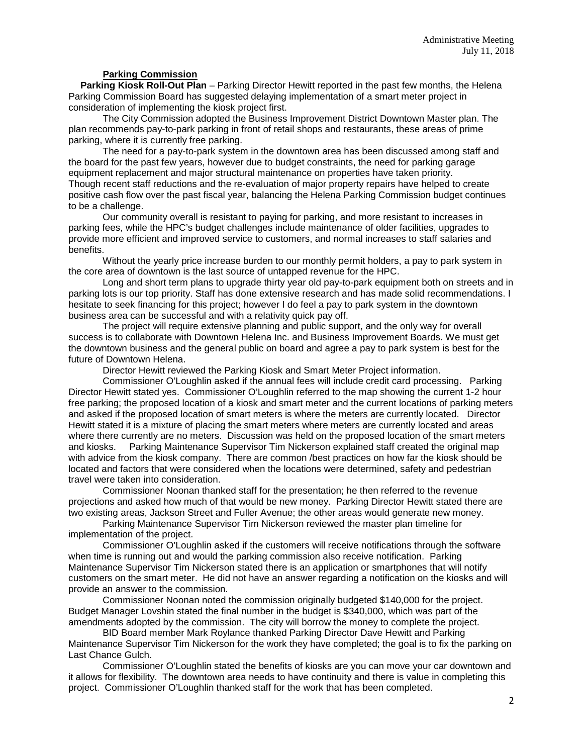**Parking Commission**

**Parking Kiosk Roll-Out Plan** – Parking Director Hewitt reported in the past few months, the Helena Parking Commission Board has suggested delaying implementation of a smart meter project in consideration of implementing the kiosk project first.

The City Commission adopted the Business Improvement District Downtown Master plan. The plan recommends pay-to-park parking in front of retail shops and restaurants, these areas of prime parking, where it is currently free parking.

The need for a pay-to-park system in the downtown area has been discussed among staff and the board for the past few years, however due to budget constraints, the need for parking garage equipment replacement and major structural maintenance on properties have taken priority. Though recent staff reductions and the re-evaluation of major property repairs have helped to create positive cash flow over the past fiscal year, balancing the Helena Parking Commission budget continues to be a challenge.

Our community overall is resistant to paying for parking, and more resistant to increases in parking fees, while the HPC's budget challenges include maintenance of older facilities, upgrades to provide more efficient and improved service to customers, and normal increases to staff salaries and benefits.

Without the yearly price increase burden to our monthly permit holders, a pay to park system in the core area of downtown is the last source of untapped revenue for the HPC.

Long and short term plans to upgrade thirty year old pay-to-park equipment both on streets and in parking lots is our top priority. Staff has done extensive research and has made solid recommendations. I hesitate to seek financing for this project; however I do feel a pay to park system in the downtown business area can be successful and with a relativity quick pay off.

The project will require extensive planning and public support, and the only way for overall success is to collaborate with Downtown Helena Inc. and Business Improvement Boards. We must get the downtown business and the general public on board and agree a pay to park system is best for the future of Downtown Helena.

Director Hewitt reviewed the Parking Kiosk and Smart Meter Project information.

Commissioner O'Loughlin asked if the annual fees will include credit card processing. Parking Director Hewitt stated yes. Commissioner O'Loughlin referred to the map showing the current 1-2 hour free parking; the proposed location of a kiosk and smart meter and the current locations of parking meters and asked if the proposed location of smart meters is where the meters are currently located. Director Hewitt stated it is a mixture of placing the smart meters where meters are currently located and areas where there currently are no meters. Discussion was held on the proposed location of the smart meters and kiosks. Parking Maintenance Supervisor Tim Nickerson explained staff created the original map with advice from the kiosk company. There are common /best practices on how far the kiosk should be located and factors that were considered when the locations were determined, safety and pedestrian travel were taken into consideration.

Commissioner Noonan thanked staff for the presentation; he then referred to the revenue projections and asked how much of that would be new money. Parking Director Hewitt stated there are two existing areas, Jackson Street and Fuller Avenue; the other areas would generate new money.

Parking Maintenance Supervisor Tim Nickerson reviewed the master plan timeline for implementation of the project.

Commissioner O'Loughlin asked if the customers will receive notifications through the software when time is running out and would the parking commission also receive notification. Parking Maintenance Supervisor Tim Nickerson stated there is an application or smartphones that will notify customers on the smart meter. He did not have an answer regarding a notification on the kiosks and will provide an answer to the commission.

Commissioner Noonan noted the commission originally budgeted $140,000 for the project. Budget Manager Lovshin stated the final number in the budget is $340,000, which was part of the amendments adopted by the commission. The city will borrow the money to complete the project.

BID Board member Mark Roylance thanked Parking Director Dave Hewitt and Parking Maintenance Supervisor Tim Nickerson for the work they have completed; the goal is to fix the parking on Last Chance Gulch.

Commissioner O'Loughlin stated the benefits of kiosks are you can move your car downtown and it allows for flexibility. The downtown area needs to have continuity and there is value in completing this project. Commissioner O'Loughlin thanked staff for the work that has been completed.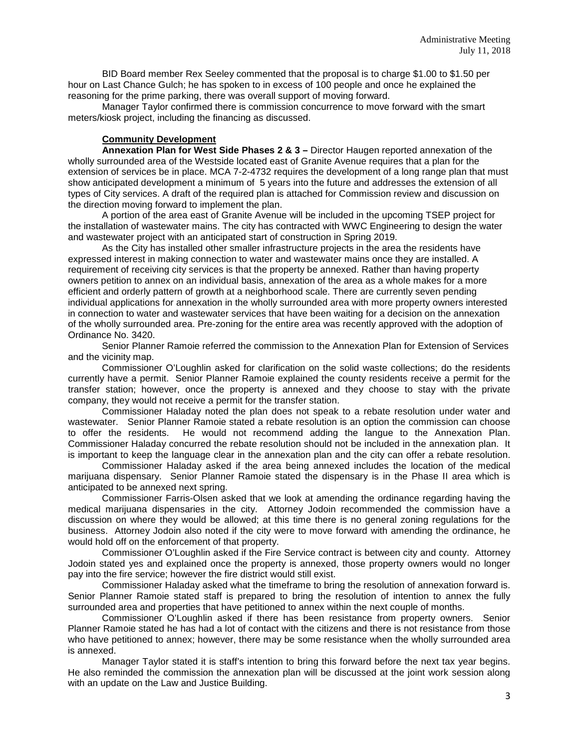BID Board member Rex Seeley commented that the proposal is to charge $1.00 to $1.50 per hour on Last Chance Gulch; he has spoken to in excess of 100 people and once he explained the reasoning for the prime parking, there was overall support of moving forward.

Manager Taylor confirmed there is commission concurrence to move forward with the smart meters/kiosk project, including the financing as discussed.

**Community Development**

**Annexation Plan for West Side Phases 2 & 3 –** Director Haugen reported annexation of the wholly surrounded area of the Westside located east of Granite Avenue requires that a plan for the extension of services be in place. MCA 7-2-4732 requires the development of a long range plan that must show anticipated development a minimum of 5 years into the future and addresses the extension of all types of City services. A draft of the required plan is attached for Commission review and discussion on the direction moving forward to implement the plan.

A portion of the area east of Granite Avenue will be included in the upcoming TSEP project for the installation of wastewater mains. The city has contracted with WWC Engineering to design the water and wastewater project with an anticipated start of construction in Spring 2019.

As the City has installed other smaller infrastructure projects in the area the residents have expressed interest in making connection to water and wastewater mains once they are installed. A requirement of receiving city services is that the property be annexed. Rather than having property owners petition to annex on an individual basis, annexation of the area as a whole makes for a more efficient and orderly pattern of growth at a neighborhood scale. There are currently seven pending individual applications for annexation in the wholly surrounded area with more property owners interested in connection to water and wastewater services that have been waiting for a decision on the annexation of the wholly surrounded area. Pre-zoning for the entire area was recently approved with the adoption of Ordinance No. 3420.

Senior Planner Ramoie referred the commission to the Annexation Plan for Extension of Services and the vicinity map.

Commissioner O'Loughlin asked for clarification on the solid waste collections; do the residents currently have a permit. Senior Planner Ramoie explained the county residents receive a permit for the transfer station; however, once the property is annexed and they choose to stay with the private company, they would not receive a permit for the transfer station.

Commissioner Haladay noted the plan does not speak to a rebate resolution under water and wastewater. Senior Planner Ramoie stated a rebate resolution is an option the commission can choose to offer the residents. He would not recommend adding the langue to the Annexation Plan. Commissioner Haladay concurred the rebate resolution should not be included in the annexation plan. It is important to keep the language clear in the annexation plan and the city can offer a rebate resolution.

Commissioner Haladay asked if the area being annexed includes the location of the medical marijuana dispensary. Senior Planner Ramoie stated the dispensary is in the Phase II area which is anticipated to be annexed next spring.

Commissioner Farris-Olsen asked that we look at amending the ordinance regarding having the medical marijuana dispensaries in the city. Attorney Jodoin recommended the commission have a discussion on where they would be allowed; at this time there is no general zoning regulations for the business. Attorney Jodoin also noted if the city were to move forward with amending the ordinance, he would hold off on the enforcement of that property.

Commissioner O'Loughlin asked if the Fire Service contract is between city and county. Attorney Jodoin stated yes and explained once the property is annexed, those property owners would no longer pay into the fire service; however the fire district would still exist.

Commissioner Haladay asked what the timeframe to bring the resolution of annexation forward is. Senior Planner Ramoie stated staff is prepared to bring the resolution of intention to annex the fully surrounded area and properties that have petitioned to annex within the next couple of months.

Commissioner O'Loughlin asked if there has been resistance from property owners. Senior Planner Ramoie stated he has had a lot of contact with the citizens and there is not resistance from those who have petitioned to annex; however, there may be some resistance when the wholly surrounded area is annexed.

Manager Taylor stated it is staff's intention to bring this forward before the next tax year begins. He also reminded the commission the annexation plan will be discussed at the joint work session along with an update on the Law and Justice Building.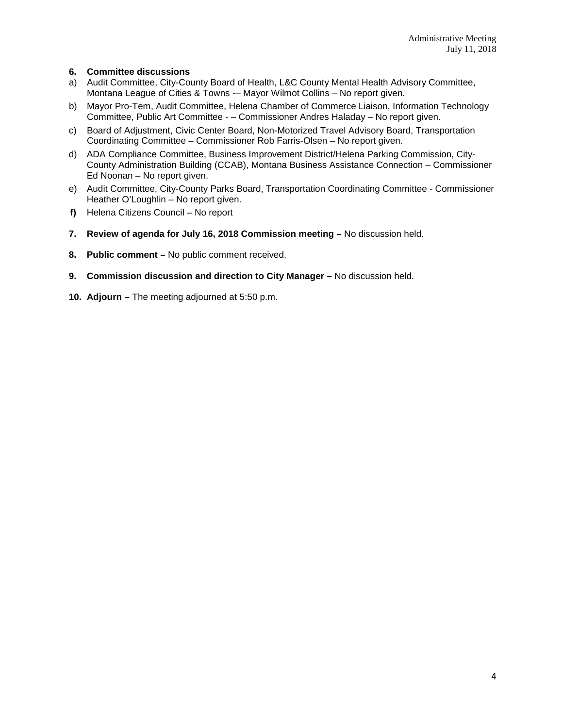**6. Committee discussions**

a) Audit Committee, City-County Board of Health, L&C County Mental Health Advisory Committee, Montana League of Cities & Towns -– Mayor Wilmot Collins – No report given.

b) Mayor Pro-Tem, Audit Committee, Helena Chamber of Commerce Liaison, Information Technology Committee, Public Art Committee - – Commissioner Andres Haladay – No report given.

c) Board of Adjustment, Civic Center Board, Non-Motorized Travel Advisory Board, Transportation Coordinating Committee – Commissioner Rob Farris-Olsen – No report given.

d) ADA Compliance Committee, Business Improvement District/Helena Parking Commission, City-County Administration Building (CCAB), Montana Business Assistance Connection – Commissioner Ed Noonan – No report given.

e) Audit Committee, City-County Parks Board, Transportation Coordinating Committee - Commissioner Heather O'Loughlin – No report given.

**f)** Helena Citizens Council – No report

**7. Review of agenda for July 16, 2018 Commission meeting –** No discussion held.

**8. Public comment –** No public comment received.

**9. Commission discussion and direction to City Manager –** No discussion held.

**10. Adjourn –** The meeting adjourned at 5:50 p.m.